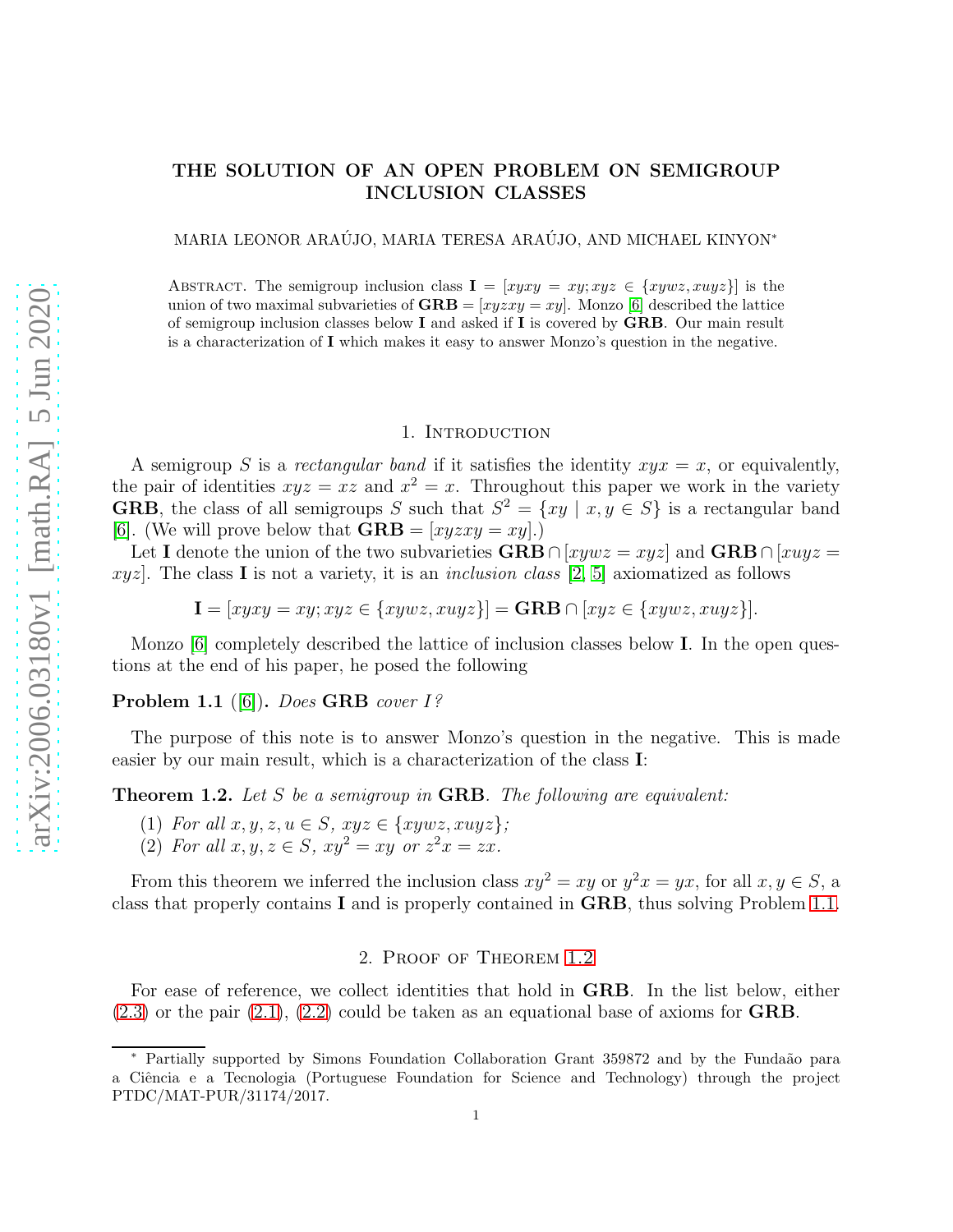# THE SOLUTION OF AN OPEN PROBLEM ON SEMIGROUP INCLUSION CLASSES

MARIA LEONOR ARAÚJO, MARIA TERESA ARAÚJO, AND MICHAEL KINYON*

ABSTRACT. The semigroup inclusion class $\mathbf{I} = [xyxy = xy; xyz \in \{xywz, xuyz\}]$ is the union of two maximal subvarieties of $\mathbf{GRB} = [xyzxy = xy]$. Monzo [6] described the lattice of semigroup inclusion classes below $\mathbf{I}$ and asked if $\mathbf{I}$ is covered by $\mathbf{GRB}$. Our main result is a characterization of $\mathbf{I}$ which makes it easy to answer Monzo's question in the negative.

## 1. Introduction

A semigroup $S$ is a *rectangular band* if it satisfies the identity $xyx = x$, or equivalently, the pair of identities $xyz = xz$ and $x^2 = x$. Throughout this paper we work in the variety $\mathbf{GRB}$, the class of all semigroups $S$ such that $S^2 = \{xy \mid x, y \in S\}$ is a rectangular band [6]. (We will prove below that $\mathbf{GRB} = [xyzxy = xy]$.)

Let $\mathbf{I}$ denote the union of the two subvarieties $\mathbf{GRB} \cap [xywz = xyz]$ and $\mathbf{GRB} \cap [xuyz = xyz]$. The class $\mathbf{I}$ is not a variety, it is an *inclusion class* [2, 5] axiomatized as follows

$$\mathbf{I} = [xyxy = xy; xyz \in \{xywz, xuyz\}] = \mathbf{GRB} \cap [xyz \in \{xywz, xuyz\}].$$

Monzo [6] completely described the lattice of inclusion classes below $\mathbf{I}$. In the open questions at the end of his paper, he posed the following

**Problem 1.1** ([6])**.** *Does* $\mathbf{GRB}$ *cover* $I$*?*

The purpose of this note is to answer Monzo's question in the negative. This is made easier by our main result, which is a characterization of the class $\mathbf{I}$:

**Theorem 1.2.** *Let $S$ be a semigroup in* $\mathbf{GRB}$*. The following are equivalent:*

(1) *For all $x, y, z, u \in S$, $xyz \in \{xywz, xuyz\}$;*
(2) *For all $x, y, z \in S$, $xy^2 = xy$ or $z^2x = zx$.*

From this theorem we inferred the inclusion class $xy^2 = xy$ or $y^2x = yx$, for all $x, y \in S$, a class that properly contains $\mathbf{I}$ and is properly contained in $\mathbf{GRB}$, thus solving Problem 1.1.

## 2. Proof of Theorem 1.2

For ease of reference, we collect identities that hold in $\mathbf{GRB}$. In the list below, either (2.3) or the pair (2.1), (2.2) could be taken as an equational base of axioms for $\mathbf{GRB}$.

---

* Partially supported by Simons Foundation Collaboration Grant 359872 and by the Fundaão para a Ciência e a Tecnologia (Portuguese Foundation for Science and Technology) through the project PTDC/MAT-PUR/31174/2017.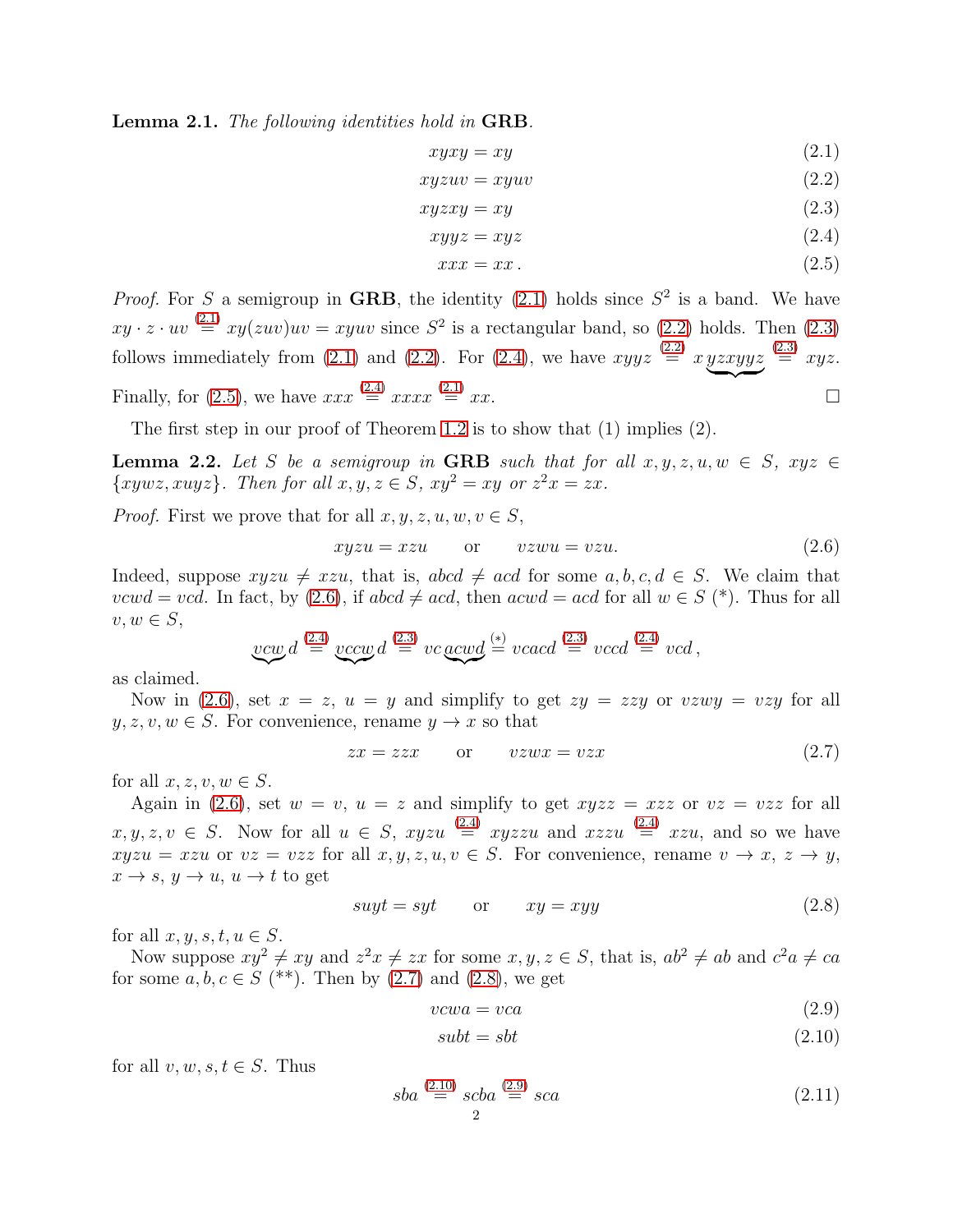**Lemma 2.1.** *The following identities hold in* **GRB**.

$$xyxy = xy \tag{2.1}$$
$$xyzuv = xyuv \tag{2.2}$$
$$xyzxy = xy \tag{2.3}$$
$$xyyz = xyz \tag{2.4}$$
$$xxx = xx\,. \tag{2.5}$$

*Proof.* For $S$ a semigroup in **GRB**, the identity (2.1) holds since $S^2$ is a band. We have $xy \cdot z \cdot uv \overset{(2.1)}{=} xy(zuv)uv = xyuv$ since $S^2$ is a rectangular band, so (2.2) holds. Then (2.3) follows immediately from (2.1) and (2.2). For (2.4), we have $xyyz \overset{(2.2)}{=} x\underbrace{yzxyyz}\overset{(2.3)}{=} xyz$. Finally, for (2.5), we have $xxx \overset{(2.4)}{=} xxxx \overset{(2.1)}{=} xx$. □

The first step in our proof of Theorem 1.2 is to show that (1) implies (2).

**Lemma 2.2.** *Let $S$ be a semigroup in* **GRB** *such that for all $x, y, z, u, w \in S$, $xyz \in \{xywz, xuyz\}$. Then for all $x, y, z \in S$, $xy^2 = xy$ or $z^2x = zx$.*

*Proof.* First we prove that for all $x, y, z, u, w, v \in S$,

$$xyzu = xzu \qquad \text{or} \qquad vzwu = vzu. \tag{2.6}$$

Indeed, suppose $xyzu \neq xzu$, that is, $abcd \neq acd$ for some $a, b, c, d \in S$. We claim that $vcwd = vcd$. In fact, by (2.6), if $abcd \neq acd$, then $acwd = acd$ for all $w \in S$ (*). Thus for all $v, w \in S$,

$$\underbrace{vcw}d \overset{(2.4)}{=} \underbrace{vccw}d \overset{(2.3)}{=} vc\underbrace{acwd} \overset{(*)}{=} vcacd \overset{(2.3)}{=} vccd \overset{(2.4)}{=} vcd\,,$$

as claimed.

Now in (2.6), set $x = z$, $u = y$ and simplify to get $zy = zzy$ or $vzwy = vzy$ for all $y, z, v, w \in S$. For convenience, rename $y \to x$ so that

$$zx = zzx \qquad \text{or} \qquad vzwx = vzx \tag{2.7}$$

for all $x, z, v, w \in S$.

Again in (2.6), set $w = v$, $u = z$ and simplify to get $xyzz = xzz$ or $vz = vzz$ for all $x, y, z, v \in S$. Now for all $u \in S$, $xyzu \overset{(2.4)}{=} xyzzu$ and $xzzu \overset{(2.4)}{=} xzu$, and so we have $xyzu = xzu$ or $vz = vzz$ for all $x, y, z, u, v \in S$. For convenience, rename $v \to x$, $z \to y$, $x \to s$, $y \to u$, $u \to t$ to get

$$suyt = syt \qquad \text{or} \qquad xy = xyy \tag{2.8}$$

for all $x, y, s, t, u \in S$.

Now suppose $xy^2 \neq xy$ and $z^2x \neq zx$ for some $x, y, z \in S$, that is, $ab^2 \neq ab$ and $c^2a \neq ca$ for some $a, b, c \in S$ (**). Then by (2.7) and (2.8), we get

$$vcwa = vca \tag{2.9}$$
$$subt = sbt \tag{2.10}$$

for all $v, w, s, t \in S$. Thus

$$sba \overset{(2.10)}{=} scba \overset{(2.9)}{=} sca \tag{2.11}$$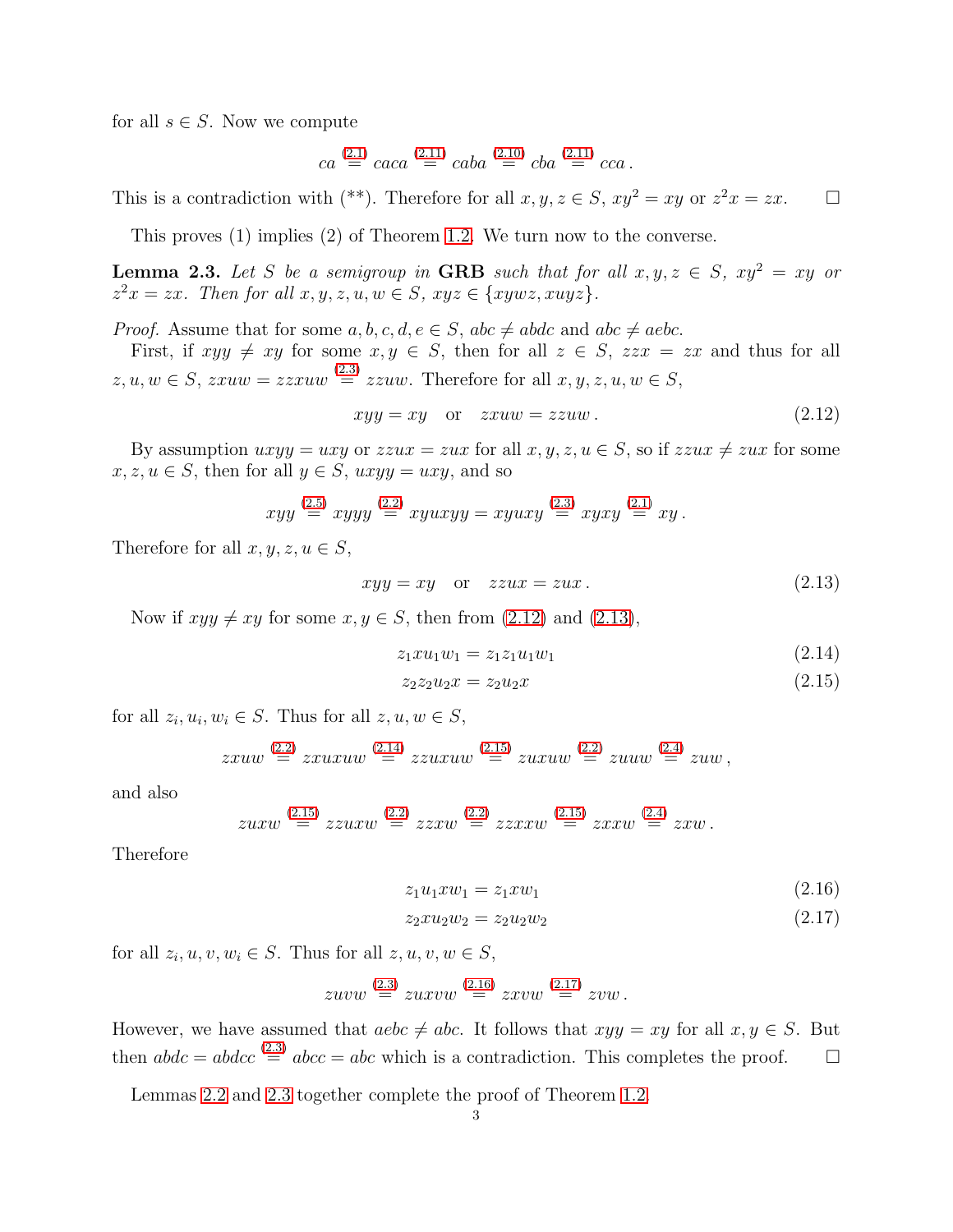for all $s \in S$. Now we compute

$$ca \overset{(2.1)}{=} caca \overset{(2.11)}{=} caba \overset{(2.10)}{=} cba \overset{(2.11)}{=} cca\,.$$

This is a contradiction with (**). Therefore for all $x, y, z \in S$, $xy^2 = xy$ or $z^2x = zx$. $\square$

This proves (1) implies (2) of Theorem 1.2. We turn now to the converse.

**Lemma 2.3.** *Let $S$ be a semigroup in* **GRB** *such that for all $x, y, z \in S$, $xy^2 = xy$ or $z^2x = zx$. Then for all $x, y, z, u, w \in S$, $xyz \in \{xywz, xuyz\}$.*

*Proof.* Assume that for some $a, b, c, d, e \in S$, $abc \neq abdc$ and $abc \neq aebc$.

First, if $xyy \neq xy$ for some $x, y \in S$, then for all $z \in S$, $zzx = zx$ and thus for all $z, u, w \in S$, $zxuw = zzxuw \overset{(2.3)}{=} zzuw$. Therefore for all $x, y, z, u, w \in S$,

$$xyy = xy \quad \text{or} \quad zxuw = zzuw\,. \tag{2.12}$$

By assumption $uxyy = uxy$ or $zzux = zux$ for all $x, y, z, u \in S$, so if $zzux \neq zux$ for some $x, z, u \in S$, then for all $y \in S$, $uxyy = uxy$, and so

$$xyy \overset{(2.5)}{=} xyyy \overset{(2.2)}{=} xyuxyy = xyuxy \overset{(2.3)}{=} xyxy \overset{(2.1)}{=} xy\,.$$

Therefore for all $x, y, z, u \in S$,

$$xyy = xy \quad \text{or} \quad zzux = zux\,. \tag{2.13}$$

Now if $xyy \neq xy$ for some $x, y \in S$, then from (2.12) and (2.13),

$$z_1xu_1w_1 = z_1z_1u_1w_1 \tag{2.14}$$

$$z_2z_2u_2x = z_2u_2x \tag{2.15}$$

for all $z_i, u_i, w_i \in S$. Thus for all $z, u, w \in S$,

$$zxuw \overset{(2.2)}{=} zxuxuw \overset{(2.14)}{=} zzuxuw \overset{(2.15)}{=} zuxuw \overset{(2.2)}{=} zuuw \overset{(2.4)}{=} zuw\,,$$

and also

$$zuxw \overset{(2.15)}{=} zzuxw \overset{(2.2)}{=} zzxw \overset{(2.2)}{=} zzxxw \overset{(2.15)}{=} zxxw \overset{(2.4)}{=} zxw\,.$$

Therefore

$$z_1u_1xw_1 = z_1xw_1 \tag{2.16}$$

$$z_2xu_2w_2 = z_2u_2w_2 \tag{2.17}$$

for all $z_i, u, v, w_i \in S$. Thus for all $z, u, v, w \in S$,

$$zuvw \overset{(2.3)}{=} zuxvw \overset{(2.16)}{=} zxvw \overset{(2.17)}{=} zvw\,.$$

However, we have assumed that $aebc \neq abc$. It follows that $xyy = xy$ for all $x, y \in S$. But then $abdc = abdcc \overset{(2.3)}{=} abcc = abc$ which is a contradiction. This completes the proof. $\square$

Lemmas 2.2 and 2.3 together complete the proof of Theorem 1.2.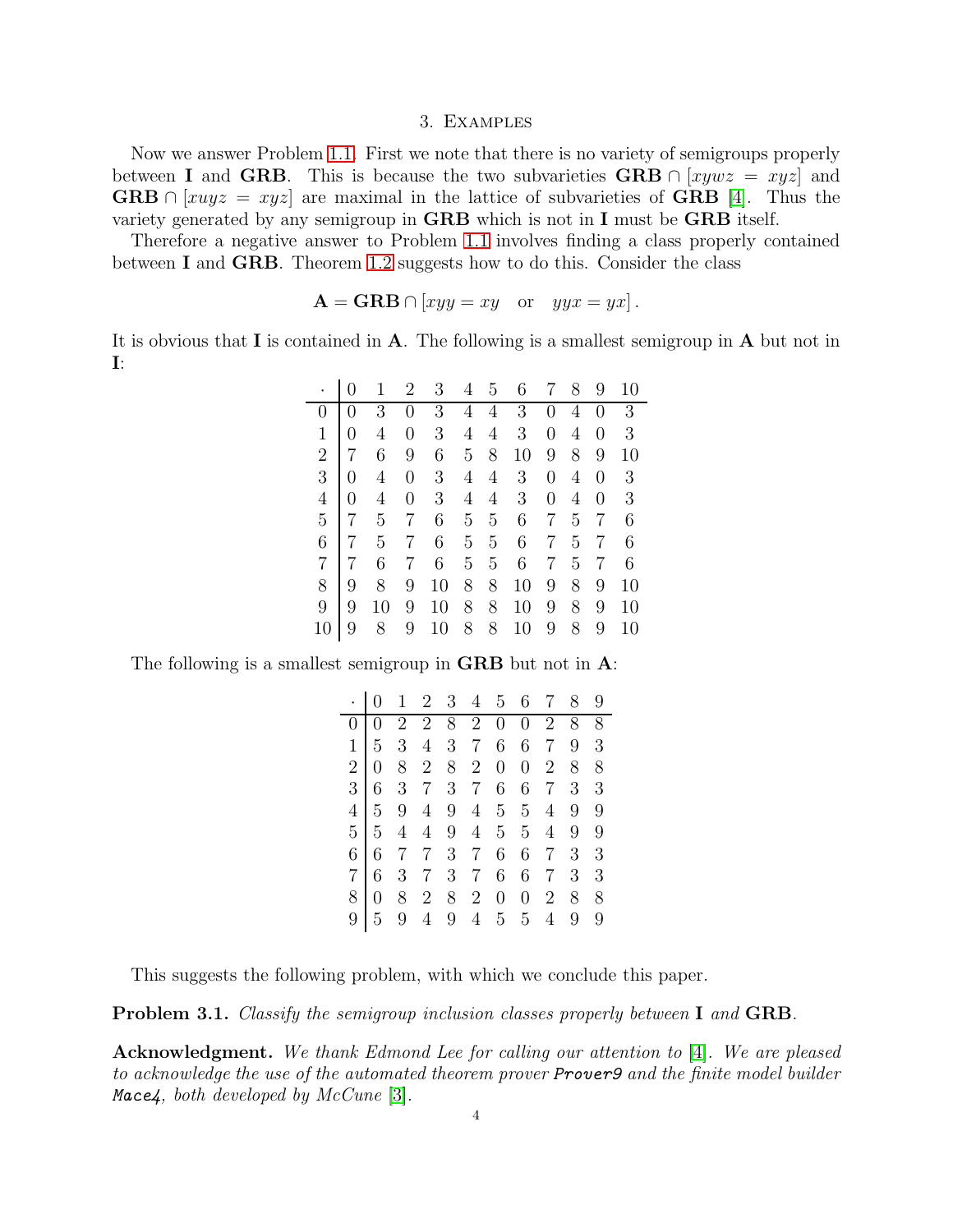## 3. Examples

Now we answer Problem 1.1. First we note that there is no variety of semigroups properly between **I** and **GRB**. This is because the two subvarieties $\mathbf{GRB} \cap [xywz = xyz]$ and $\mathbf{GRB} \cap [xuyz = xyz]$ are maximal in the lattice of subvarieties of **GRB** [4]. Thus the variety generated by any semigroup in **GRB** which is not in **I** must be **GRB** itself.

Therefore a negative answer to Problem 1.1 involves finding a class properly contained between **I** and **GRB**. Theorem 1.2 suggests how to do this. Consider the class

$$\mathbf{A} = \mathbf{GRB} \cap [xyy = xy \quad \text{or} \quad yyx = yx] .$$

It is obvious that **I** is contained in **A**. The following is a smallest semigroup in **A** but not in **I**:

| $\cdot$ | 0 | 1 | 2 | 3 | 4 | 5 | 6 | 7 | 8 | 9 | 10 |
|---|---|---|---|---|---|---|---|---|---|---|---|
| 0 | 0 | 3 | 0 | 3 | 4 | 4 | 3 | 0 | 4 | 0 | 3 |
| 1 | 0 | 4 | 0 | 3 | 4 | 4 | 3 | 0 | 4 | 0 | 3 |
| 2 | 7 | 6 | 9 | 6 | 5 | 8 | 10 | 9 | 8 | 9 | 10 |
| 3 | 0 | 4 | 0 | 3 | 4 | 4 | 3 | 0 | 4 | 0 | 3 |
| 4 | 0 | 4 | 0 | 3 | 4 | 4 | 3 | 0 | 4 | 0 | 3 |
| 5 | 7 | 5 | 7 | 6 | 5 | 5 | 6 | 7 | 5 | 7 | 6 |
| 6 | 7 | 5 | 7 | 6 | 5 | 5 | 6 | 7 | 5 | 7 | 6 |
| 7 | 7 | 6 | 7 | 6 | 5 | 5 | 6 | 7 | 5 | 7 | 6 |
| 8 | 9 | 8 | 9 | 10 | 8 | 8 | 10 | 9 | 8 | 9 | 10 |
| 9 | 9 | 10 | 9 | 10 | 8 | 8 | 10 | 9 | 8 | 9 | 10 |
| 10 | 9 | 8 | 9 | 10 | 8 | 8 | 10 | 9 | 8 | 9 | 10 |

The following is a smallest semigroup in **GRB** but not in **A**:

| $\cdot$ | 0 | 1 | 2 | 3 | 4 | 5 | 6 | 7 | 8 | 9 |
|---|---|---|---|---|---|---|---|---|---|---|
| 0 | 0 | 2 | 2 | 8 | 2 | 0 | 0 | 2 | 8 | 8 |
| 1 | 5 | 3 | 4 | 3 | 7 | 6 | 6 | 7 | 9 | 3 |
| 2 | 0 | 8 | 2 | 8 | 2 | 0 | 0 | 2 | 8 | 8 |
| 3 | 6 | 3 | 7 | 3 | 7 | 6 | 6 | 7 | 3 | 3 |
| 4 | 5 | 9 | 4 | 9 | 4 | 5 | 5 | 4 | 9 | 9 |
| 5 | 5 | 4 | 4 | 9 | 4 | 5 | 5 | 4 | 9 | 9 |
| 6 | 6 | 7 | 7 | 3 | 7 | 6 | 6 | 7 | 3 | 3 |
| 7 | 6 | 3 | 7 | 3 | 7 | 6 | 6 | 7 | 3 | 3 |
| 8 | 0 | 8 | 2 | 8 | 2 | 0 | 0 | 2 | 8 | 8 |
| 9 | 5 | 9 | 4 | 9 | 4 | 5 | 5 | 4 | 9 | 9 |

This suggests the following problem, with which we conclude this paper.

**Problem 3.1.** *Classify the semigroup inclusion classes properly between* **I** *and* **GRB**.

**Acknowledgment.** *We thank Edmond Lee for calling our attention to* [4]. *We are pleased to acknowledge the use of the automated theorem prover* ***Prover9*** *and the finite model builder* ***Mace4****, both developed by McCune* [3].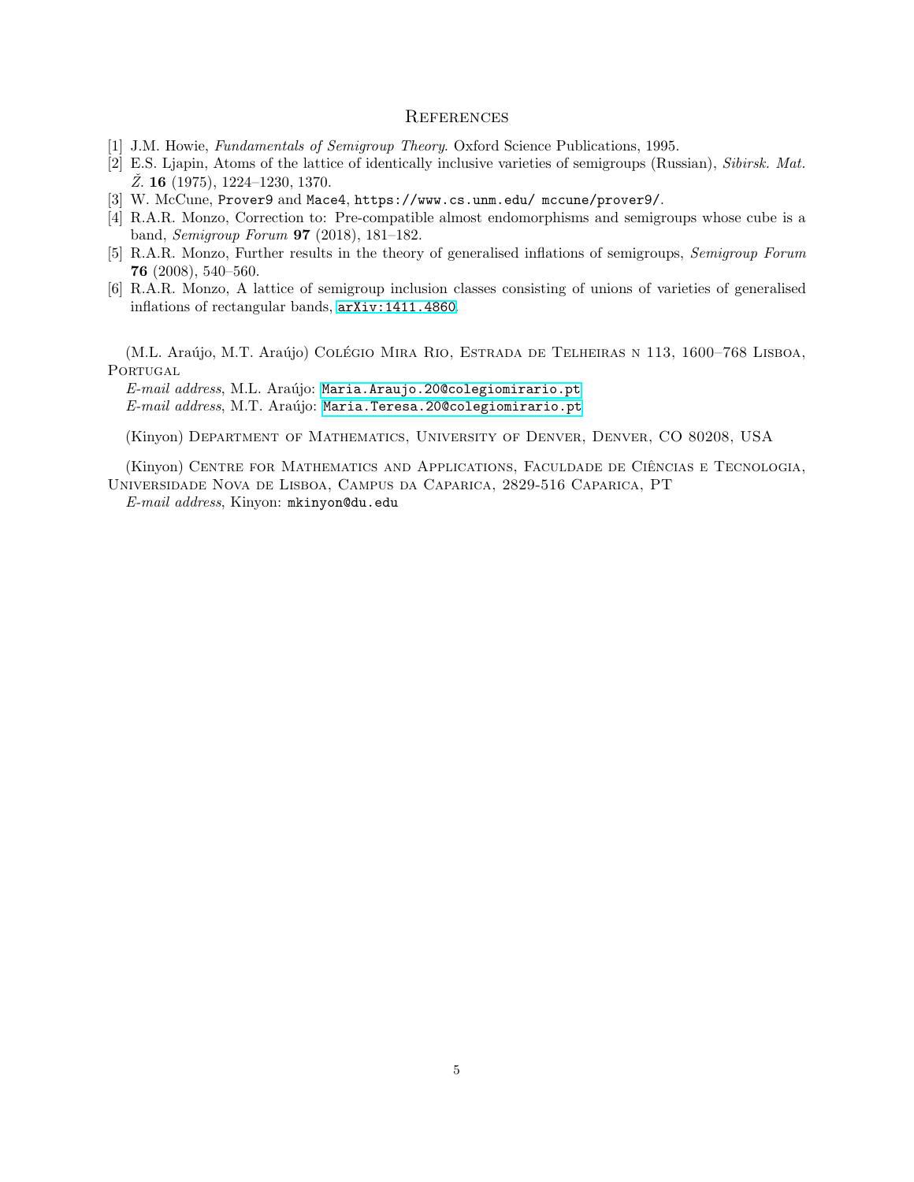## References

[1] J.M. Howie, *Fundamentals of Semigroup Theory*. Oxford Science Publications, 1995.

[2] E.S. Ljapin, Atoms of the lattice of identically inclusive varieties of semigroups (Russian), *Sibirsk. Mat. Ž.* **16** (1975), 1224–1230, 1370.

[3] W. McCune, Prover9 and Mace4, `https://www.cs.unm.edu/ mccune/prover9/`.

[4] R.A.R. Monzo, Correction to: Pre-compatible almost endomorphisms and semigroups whose cube is a band, *Semigroup Forum* **97** (2018), 181–182.

[5] R.A.R. Monzo, Further results in the theory of generalised inflations of semigroups, *Semigroup Forum* **76** (2008), 540–560.

[6] R.A.R. Monzo, A lattice of semigroup inclusion classes consisting of unions of varieties of generalised inflations of rectangular bands, `arXiv:1411.4860`.

(M.L. Araújo, M.T. Araújo) Colégio Mira Rio, Estrada de Telheiras n 113, 1600–768 Lisboa, Portugal

*E-mail address*, M.L. Araújo: `Maria.Araujo.20@colegiomirario.pt`

*E-mail address*, M.T. Araújo: `Maria.Teresa.20@colegiomirario.pt`

(Kinyon) Department of Mathematics, University of Denver, Denver, CO 80208, USA

(Kinyon) Centre for Mathematics and Applications, Faculdade de Ciências e Tecnologia, Universidade Nova de Lisboa, Campus da Caparica, 2829-516 Caparica, PT

*E-mail address*, Kinyon: `mkinyon@du.edu`